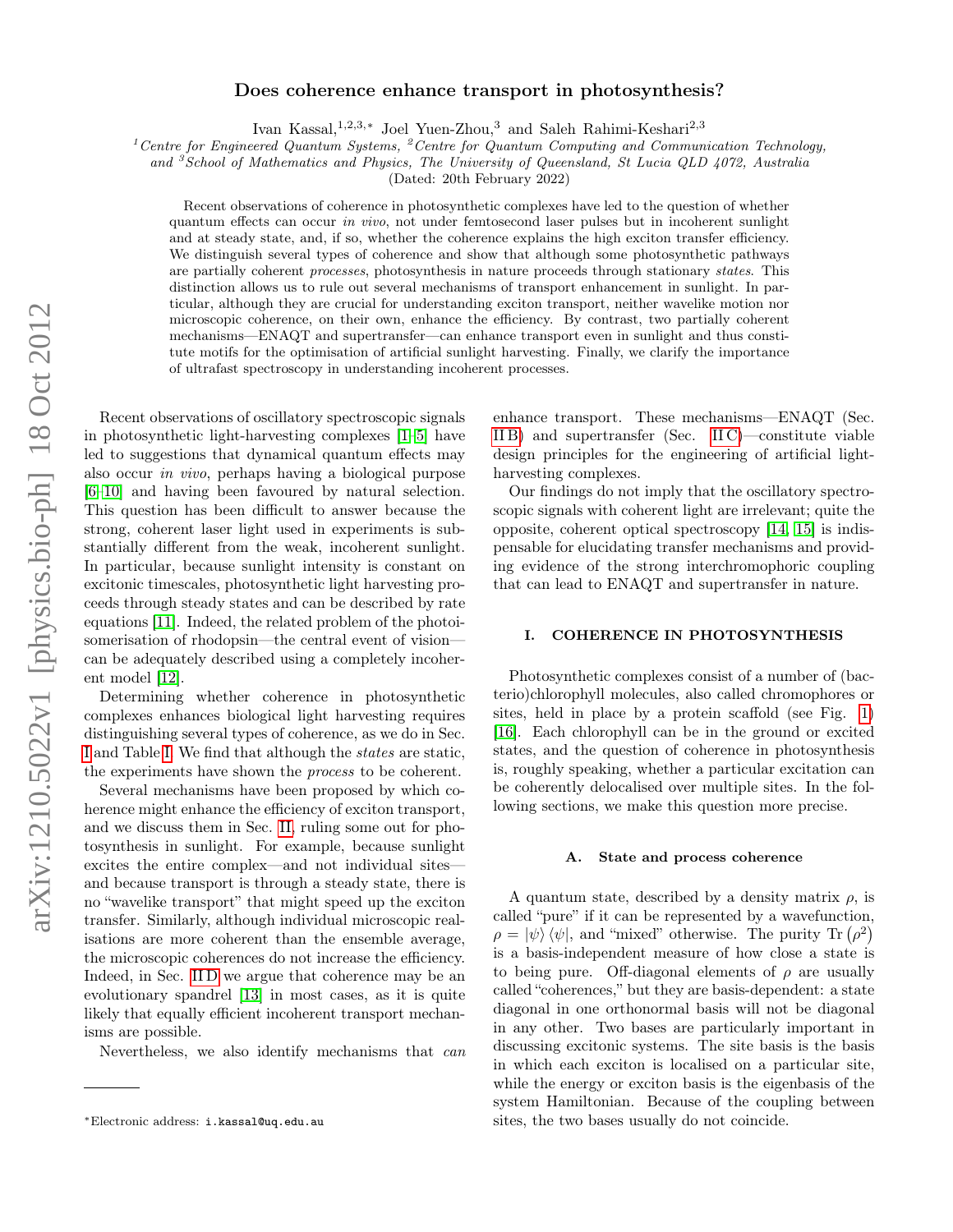# Does coherence enhance transport in photosynthesis?

Ivan Kassal,[1,2,3,*] Joel Yuen-Zhou,[3] and Saleh Rahimi-Keshari[2,3]

[1]*Centre for Engineered Quantum Systems,* [2]*Centre for Quantum Computing and Communication Technology, and* [3]*School of Mathematics and Physics, The University of Queensland, St Lucia QLD 4072, Australia*

(Dated: 20th February 2022)

Recent observations of coherence in photosynthetic complexes have led to the question of whether quantum effects can occur *in vivo*, not under femtosecond laser pulses but in incoherent sunlight and at steady state, and, if so, whether the coherence explains the high exciton transfer efficiency. We distinguish several types of coherence and show that although some photosynthetic pathways are partially coherent *processes*, photosynthesis in nature proceeds through stationary *states*. This distinction allows us to rule out several mechanisms of transport enhancement in sunlight. In particular, although they are crucial for understanding exciton transport, neither wavelike motion nor microscopic coherence, on their own, enhance the efficiency. By contrast, two partially coherent mechanisms—ENAQT and supertransfer—can enhance transport even in sunlight and thus constitute motifs for the optimisation of artificial sunlight harvesting. Finally, we clarify the importance of ultrafast spectroscopy in understanding incoherent processes.

Recent observations of oscillatory spectroscopic signals in photosynthetic light-harvesting complexes [1–5] have led to suggestions that dynamical quantum effects may also occur *in vivo*, perhaps having a biological purpose [6–10] and having been favoured by natural selection. This question has been difficult to answer because the strong, coherent laser light used in experiments is substantially different from the weak, incoherent sunlight. In particular, because sunlight intensity is constant on excitonic timescales, photosynthetic light harvesting proceeds through steady states and can be described by rate equations [11]. Indeed, the related problem of the photoisomerisation of rhodopsin—the central event of vision—can be adequately described using a completely incoherent model [12].

Determining whether coherence in photosynthetic complexes enhances biological light harvesting requires distinguishing several types of coherence, as we do in Sec. I and Table I. We find that although the *states* are static, the experiments have shown the *process* to be coherent.

Several mechanisms have been proposed by which coherence might enhance the efficiency of exciton transport, and we discuss them in Sec. II, ruling some out for photosynthesis in sunlight. For example, because sunlight excites the entire complex—and not individual sites—and because transport is through a steady state, there is no "wavelike transport" that might speed up the exciton transfer. Similarly, although individual microscopic realisations are more coherent than the ensemble average, the microscopic coherences do not increase the efficiency. Indeed, in Sec. II D we argue that coherence may be an evolutionary spandrel [13] in most cases, as it is quite likely that equally efficient incoherent transport mechanisms are possible.

Nevertheless, we also identify mechanisms that *can* enhance transport. These mechanisms—ENAQT (Sec. II B) and supertransfer (Sec. II C)—constitute viable design principles for the engineering of artificial light-harvesting complexes.

Our findings do not imply that the oscillatory spectroscopic signals with coherent light are irrelevant; quite the opposite, coherent optical spectroscopy [14, 15] is indispensable for elucidating transfer mechanisms and providing evidence of the strong interchromophoric coupling that can lead to ENAQT and supertransfer in nature.

## I. COHERENCE IN PHOTOSYNTHESIS

Photosynthetic complexes consist of a number of (bacterio)chlorophyll molecules, also called chromophores or sites, held in place by a protein scaffold (see Fig. 1) [16]. Each chlorophyll can be in the ground or excited states, and the question of coherence in photosynthesis is, roughly speaking, whether a particular excitation can be coherently delocalised over multiple sites. In the following sections, we make this question more precise.

### A. State and process coherence

A quantum state, described by a density matrix $\rho$, is called "pure" if it can be represented by a wavefunction, $\rho = |\psi\rangle\langle\psi|$, and "mixed" otherwise. The purity $\mathrm{Tr}\left(\rho^2\right)$ is a basis-independent measure of how close a state is to being pure. Off-diagonal elements of $\rho$ are usually called "coherences," but they are basis-dependent: a state diagonal in one orthonormal basis will not be diagonal in any other. Two bases are particularly important in discussing excitonic systems. The site basis is the basis in which each exciton is localised on a particular site, while the energy or exciton basis is the eigenbasis of the system Hamiltonian. Because of the coupling between sites, the two bases usually do not coincide.

*Electronic address: i.kassal@uq.edu.au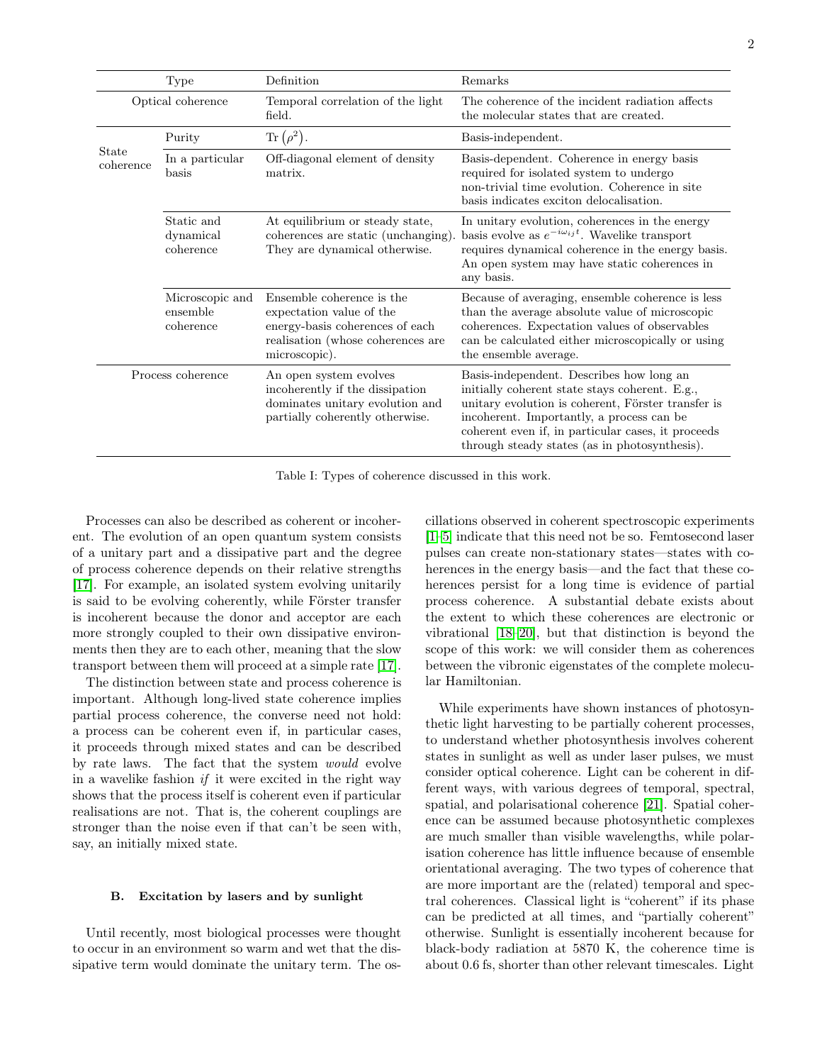| Type | | Definition | Remarks |
|---|---|---|---|
| Optical coherence | | Temporal correlation of the light field. | The coherence of the incident radiation affects the molecular states that are created. |
| State coherence | Purity | $\mathrm{Tr}\left(\rho^2\right)$. | Basis-independent. |
| | In a particular basis | Off-diagonal element of density matrix. | Basis-dependent. Coherence in energy basis required for isolated system to undergo non-trivial time evolution. Coherence in site basis indicates exciton delocalisation. |
| | Static and dynamical coherence | At equilibrium or steady state, coherences are static (unchanging). They are dynamical otherwise. | In unitary evolution, coherences in the energy basis evolve as $e^{-i\omega_{ij}t}$. Wavelike transport requires dynamical coherence in the energy basis. An open system may have static coherences in any basis. |
| | Microscopic and ensemble coherence | Ensemble coherence is the expectation value of the energy-basis coherences of each realisation (whose coherences are microscopic). | Because of averaging, ensemble coherence is less than the average absolute value of microscopic coherences. Expectation values of observables can be calculated either microscopically or using the ensemble average. |
| Process coherence | | An open system evolves incoherently if the dissipation dominates unitary evolution and partially coherently otherwise. | Basis-independent. Describes how long an initially coherent state stays coherent. E.g., unitary evolution is coherent, Förster transfer is incoherent. Importantly, a process can be coherent even if, in particular cases, it proceeds through steady states (as in photosynthesis). |

Table I: Types of coherence discussed in this work.

Processes can also be described as coherent or incoherent. The evolution of an open quantum system consists of a unitary part and a dissipative part and the degree of process coherence depends on their relative strengths [17]. For example, an isolated system evolving unitarily is said to be evolving coherently, while Förster transfer is incoherent because the donor and acceptor are each more strongly coupled to their own dissipative environments then they are to each other, meaning that the slow transport between them will proceed at a simple rate [17].

The distinction between state and process coherence is important. Although long-lived state coherence implies partial process coherence, the converse need not hold: a process can be coherent even if, in particular cases, it proceeds through mixed states and can be described by rate laws. The fact that the system *would* evolve in a wavelike fashion *if* it were excited in the right way shows that the process itself is coherent even if particular realisations are not. That is, the coherent couplings are stronger than the noise even if that can't be seen with, say, an initially mixed state.

### B. Excitation by lasers and by sunlight

Until recently, most biological processes were thought to occur in an environment so warm and wet that the dissipative term would dominate the unitary term. The oscillations observed in coherent spectroscopic experiments [1–5] indicate that this need not be so. Femtosecond laser pulses can create non-stationary states—states with coherences in the energy basis—and the fact that these coherences persist for a long time is evidence of partial process coherence. A substantial debate exists about the extent to which these coherences are electronic or vibrational [18–20], but that distinction is beyond the scope of this work: we will consider them as coherences between the vibronic eigenstates of the complete molecular Hamiltonian.

While experiments have shown instances of photosynthetic light harvesting to be partially coherent processes, to understand whether photosynthesis involves coherent states in sunlight as well as under laser pulses, we must consider optical coherence. Light can be coherent in different ways, with various degrees of temporal, spectral, spatial, and polarisational coherence [21]. Spatial coherence can be assumed because photosynthetic complexes are much smaller than visible wavelengths, while polarisation coherence has little influence because of ensemble orientational averaging. The two types of coherence that are more important are the (related) temporal and spectral coherences. Classical light is "coherent" if its phase can be predicted at all times, and "partially coherent" otherwise. Sunlight is essentially incoherent because for black-body radiation at 5870 K, the coherence time is about 0.6 fs, shorter than other relevant timescales. Light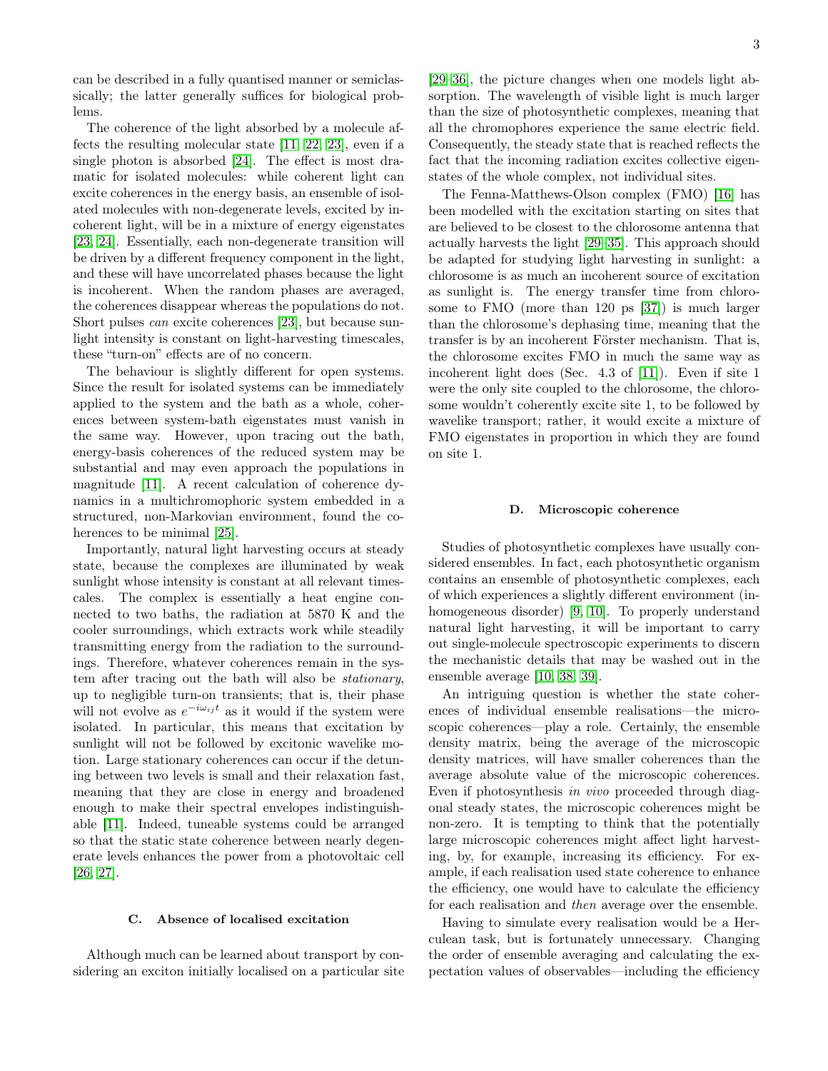can be described in a fully quantised manner or semiclassically; the latter generally suffices for biological problems.

The coherence of the light absorbed by a molecule affects the resulting molecular state [11, 22, 23], even if a single photon is absorbed [24]. The effect is most dramatic for isolated molecules: while coherent light can excite coherences in the energy basis, an ensemble of isolated molecules with non-degenerate levels, excited by incoherent light, will be in a mixture of energy eigenstates [23, 24]. Essentially, each non-degenerate transition will be driven by a different frequency component in the light, and these will have uncorrelated phases because the light is incoherent. When the random phases are averaged, the coherences disappear whereas the populations do not. Short pulses *can* excite coherences [23], but because sunlight intensity is constant on light-harvesting timescales, these "turn-on" effects are of no concern.

The behaviour is slightly different for open systems. Since the result for isolated systems can be immediately applied to the system and the bath as a whole, coherences between system-bath eigenstates must vanish in the same way. However, upon tracing out the bath, energy-basis coherences of the reduced system may be substantial and may even approach the populations in magnitude [11]. A recent calculation of coherence dynamics in a multichromophoric system embedded in a structured, non-Markovian environment, found the coherences to be minimal [25].

Importantly, natural light harvesting occurs at steady state, because the complexes are illuminated by weak sunlight whose intensity is constant at all relevant timescales. The complex is essentially a heat engine connected to two baths, the radiation at 5870 K and the cooler surroundings, which extracts work while steadily transmitting energy from the radiation to the surroundings. Therefore, whatever coherences remain in the system after tracing out the bath will also be *stationary*, up to negligible turn-on transients; that is, their phase will not evolve as $e^{-i\omega_{ij}t}$ as it would if the system were isolated. In particular, this means that excitation by sunlight will not be followed by excitonic wavelike motion. Large stationary coherences can occur if the detuning between two levels is small and their relaxation fast, meaning that they are close in energy and broadened enough to make their spectral envelopes indistinguishable [11]. Indeed, tuneable systems could be arranged so that the static state coherence between nearly degenerate levels enhances the power from a photovoltaic cell [26, 27].

### C. Absence of localised excitation

Although much can be learned about transport by considering an exciton initially localised on a particular site [29–36], the picture changes when one models light absorption. The wavelength of visible light is much larger than the size of photosynthetic complexes, meaning that all the chromophores experience the same electric field. Consequently, the steady state that is reached reflects the fact that the incoming radiation excites collective eigenstates of the whole complex, not individual sites.

The Fenna-Matthews-Olson complex (FMO) [16] has been modelled with the excitation starting on sites that are believed to be closest to the chlorosome antenna that actually harvests the light [29–35]. This approach should be adapted for studying light harvesting in sunlight: a chlorosome is as much an incoherent source of excitation as sunlight is. The energy transfer time from chlorosome to FMO (more than 120 ps [37]) is much larger than the chlorosome's dephasing time, meaning that the transfer is by an incoherent Förster mechanism. That is, the chlorosome excites FMO in much the same way as incoherent light does (Sec. 4.3 of [11]). Even if site 1 were the only site coupled to the chlorosome, the chlorosome wouldn't coherently excite site 1, to be followed by wavelike transport; rather, it would excite a mixture of FMO eigenstates in proportion in which they are found on site 1.

### D. Microscopic coherence

Studies of photosynthetic complexes have usually considered ensembles. In fact, each photosynthetic organism contains an ensemble of photosynthetic complexes, each of which experiences a slightly different environment (inhomogeneous disorder) [9, 10]. To properly understand natural light harvesting, it will be important to carry out single-molecule spectroscopic experiments to discern the mechanistic details that may be washed out in the ensemble average [10, 38, 39].

An intriguing question is whether the state coherences of individual ensemble realisations—the microscopic coherences—play a role. Certainly, the ensemble density matrix, being the average of the microscopic density matrices, will have smaller coherences than the average absolute value of the microscopic coherences. Even if photosynthesis *in vivo* proceeded through diagonal steady states, the microscopic coherences might be non-zero. It is tempting to think that the potentially large microscopic coherences might affect light harvesting, by, for example, increasing its efficiency. For example, if each realisation used state coherence to enhance the efficiency, one would have to calculate the efficiency for each realisation and *then* average over the ensemble.

Having to simulate every realisation would be a Herculean task, but is fortunately unnecessary. Changing the order of ensemble averaging and calculating the expectation values of observables—including the efficiency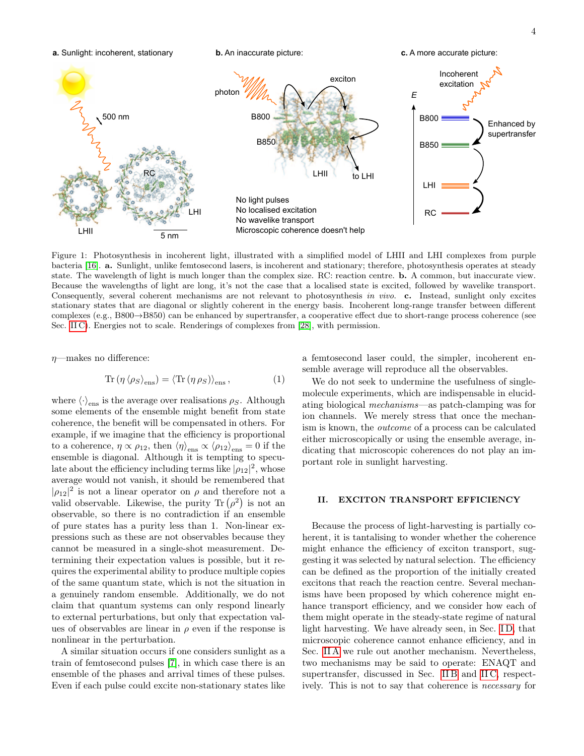Figure 1: Photosynthesis in incoherent light, illustrated with a simplified model of LHII and LHI complexes from purple bacteria [16]. **a.** Sunlight, unlike femtosecond lasers, is incoherent and stationary; therefore, photosynthesis operates at steady state. The wavelength of light is much longer than the complex size. RC: reaction centre. **b.** A common, but inaccurate view. Because the wavelengths of light are long, it's not the case that a localised state is excited, followed by wavelike transport. Consequently, several coherent mechanisms are not relevant to photosynthesis *in vivo*. **c.** Instead, sunlight only excites stationary states that are diagonal or slightly coherent in the energy basis. Incoherent long-range transfer between different complexes (e.g., B800→B850) can be enhanced by supertransfer, a cooperative effect due to short-range process coherence (see Sec. II C). Energies not to scale. Renderings of complexes from [28], with permission.

$\eta$—makes no difference:

$$\mathrm{Tr}\left(\eta \left\langle \rho_S \right\rangle_{\mathrm{ens}}\right) = \left\langle \mathrm{Tr}\left(\eta\, \rho_S\right)\right\rangle_{\mathrm{ens}}, \tag{1}$$

where $\langle\cdot\rangle_{\mathrm{ens}}$ is the average over realisations $\rho_S$. Although some elements of the ensemble might benefit from state coherence, the benefit will be compensated in others. For example, if we imagine that the efficiency is proportional to a coherence, $\eta \propto \rho_{12}$, then $\langle\eta\rangle_{\mathrm{ens}} \propto \langle\rho_{12}\rangle_{\mathrm{ens}} = 0$ if the ensemble is diagonal. Although it is tempting to speculate about the efficiency including terms like $|\rho_{12}|^2$, whose average would not vanish, it should be remembered that $|\rho_{12}|^2$ is not a linear operator on $\rho$ and therefore not a valid observable. Likewise, the purity $\mathrm{Tr}\left(\rho^2\right)$ is not an observable, so there is no contradiction if an ensemble of pure states has a purity less than 1. Non-linear expressions such as these are not observables because they cannot be measured in a single-shot measurement. Determining their expectation values is possible, but it requires the experimental ability to produce multiple copies of the same quantum state, which is not the situation in a genuinely random ensemble. Additionally, we do not claim that quantum systems can only respond linearly to external perturbations, but only that expectation values of observables are linear in $\rho$ even if the response is nonlinear in the perturbation.

A similar situation occurs if one considers sunlight as a train of femtosecond pulses [7], in which case there is an ensemble of the phases and arrival times of these pulses. Even if each pulse could excite non-stationary states like a femtosecond laser could, the simpler, incoherent ensemble average will reproduce all the observables.

We do not seek to undermine the usefulness of single-molecule experiments, which are indispensable in elucidating biological *mechanisms*—as patch-clamping was for ion channels. We merely stress that once the mechanism is known, the *outcome* of a process can be calculated either microscopically or using the ensemble average, indicating that microscopic coherences do not play an important role in sunlight harvesting.

## II. EXCITON TRANSPORT EFFICIENCY

Because the process of light-harvesting is partially coherent, it is tantalising to wonder whether the coherence might enhance the efficiency of exciton transport, suggesting it was selected by natural selection. The efficiency can be defined as the proportion of the initially created excitons that reach the reaction centre. Several mechanisms have been proposed by which coherence might enhance transport efficiency, and we consider how each of them might operate in the steady-state regime of natural light harvesting. We have already seen, in Sec. I D, that microscopic coherence cannot enhance efficiency, and in Sec. II A we rule out another mechanism. Nevertheless, two mechanisms may be said to operate: ENAQT and supertransfer, discussed in Sec. II B and II C, respectively. This is not to say that coherence is *necessary* for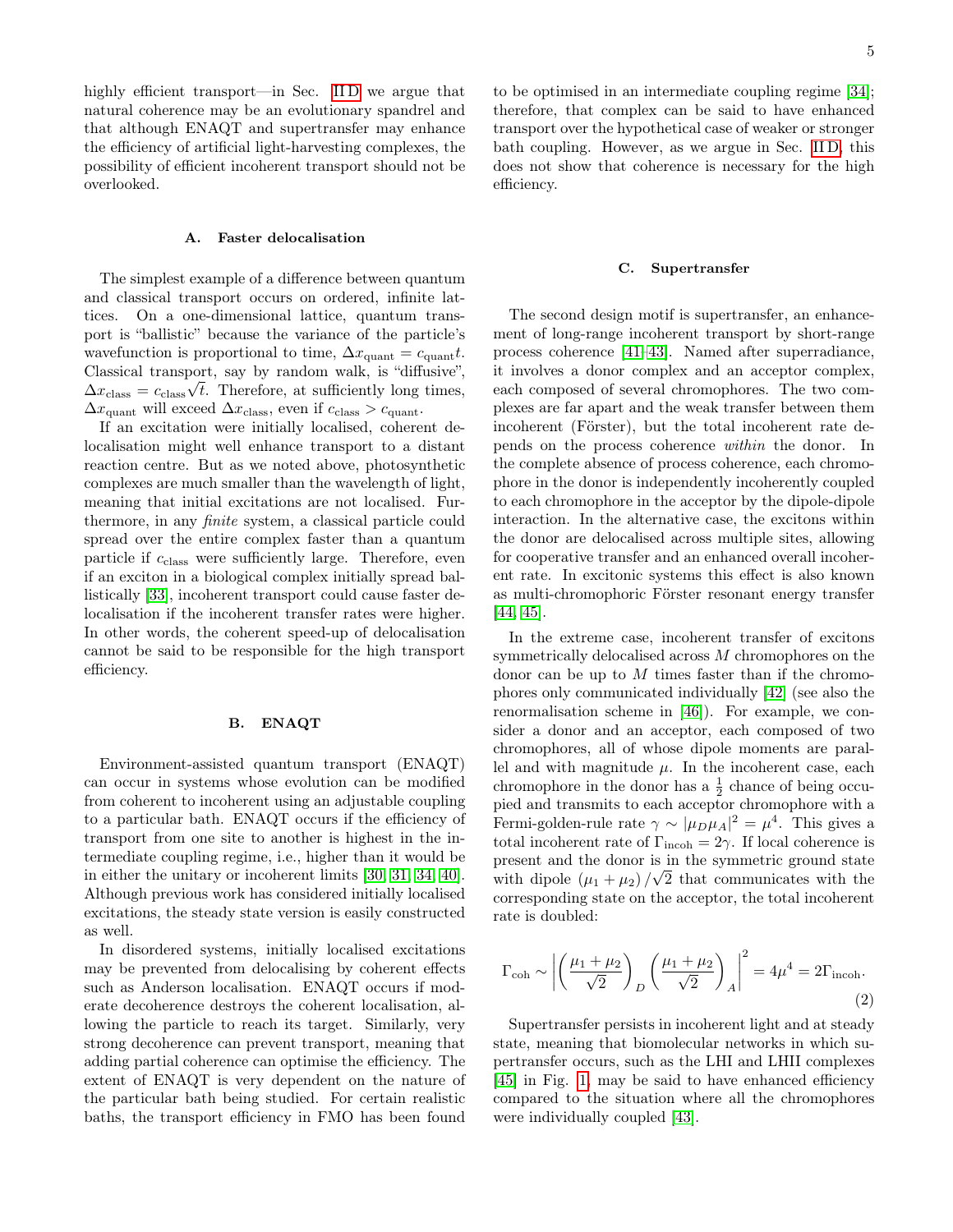highly efficient transport—in Sec. II D we argue that natural coherence may be an evolutionary spandrel and that although ENAQT and supertransfer may enhance the efficiency of artificial light-harvesting complexes, the possibility of efficient incoherent transport should not be overlooked.

### A. Faster delocalisation

The simplest example of a difference between quantum and classical transport occurs on ordered, infinite lattices. On a one-dimensional lattice, quantum transport is "ballistic" because the variance of the particle's wavefunction is proportional to time, $\Delta x_{\mathrm{quant}} = c_{\mathrm{quant}} t$. Classical transport, say by random walk, is "diffusive", $\Delta x_{\mathrm{class}} = c_{\mathrm{class}} \sqrt{t}$. Therefore, at sufficiently long times, $\Delta x_{\mathrm{quant}}$ will exceed $\Delta x_{\mathrm{class}}$, even if $c_{\mathrm{class}} > c_{\mathrm{quant}}$.

If an excitation were initially localised, coherent delocalisation might well enhance transport to a distant reaction centre. But as we noted above, photosynthetic complexes are much smaller than the wavelength of light, meaning that initial excitations are not localised. Furthermore, in any *finite* system, a classical particle could spread over the entire complex faster than a quantum particle if $c_{\mathrm{class}}$ were sufficiently large. Therefore, even if an exciton in a biological complex initially spread ballistically [33], incoherent transport could cause faster delocalisation if the incoherent transfer rates were higher. In other words, the coherent speed-up of delocalisation cannot be said to be responsible for the high transport efficiency.

### B. ENAQT

Environment-assisted quantum transport (ENAQT) can occur in systems whose evolution can be modified from coherent to incoherent using an adjustable coupling to a particular bath. ENAQT occurs if the efficiency of transport from one site to another is highest in the intermediate coupling regime, i.e., higher than it would be in either the unitary or incoherent limits [30, 31, 34, 40]. Although previous work has considered initially localised excitations, the steady state version is easily constructed as well.

In disordered systems, initially localised excitations may be prevented from delocalising by coherent effects such as Anderson localisation. ENAQT occurs if moderate decoherence destroys the coherent localisation, allowing the particle to reach its target. Similarly, very strong decoherence can prevent transport, meaning that adding partial coherence can optimise the efficiency. The extent of ENAQT is very dependent on the nature of the particular bath being studied. For certain realistic baths, the transport efficiency in FMO has been found to be optimised in an intermediate coupling regime [34]; therefore, that complex can be said to have enhanced transport over the hypothetical case of weaker or stronger bath coupling. However, as we argue in Sec. II D, this does not show that coherence is necessary for the high efficiency.

### C. Supertransfer

The second design motif is supertransfer, an enhancement of long-range incoherent transport by short-range process coherence [41–43]. Named after superradiance, it involves a donor complex and an acceptor complex, each composed of several chromophores. The two complexes are far apart and the weak transfer between them incoherent (Förster), but the total incoherent rate depends on the process coherence *within* the donor. In the complete absence of process coherence, each chromophore in the donor is independently incoherently coupled to each chromophore in the acceptor by the dipole-dipole interaction. In the alternative case, the excitons within the donor are delocalised across multiple sites, allowing for cooperative transfer and an enhanced overall incoherent rate. In excitonic systems this effect is also known as multi-chromophoric Förster resonant energy transfer [44, 45].

In the extreme case, incoherent transfer of excitons symmetrically delocalised across $M$ chromophores on the donor can be up to $M$ times faster than if the chromophores only communicated individually [42] (see also the renormalisation scheme in [46]). For example, we consider a donor and an acceptor, each composed of two chromophores, all of whose dipole moments are parallel and with magnitude $\mu$. In the incoherent case, each chromophore in the donor has a $\frac{1}{2}$ chance of being occupied and transmits to each acceptor chromophore with a Fermi-golden-rule rate $\gamma \sim |\mu_D \mu_A|^2 = \mu^4$. This gives a total incoherent rate of $\Gamma_{\mathrm{incoh}} = 2\gamma$. If local coherence is present and the donor is in the symmetric ground state with dipole $(\mu_1 + \mu_2)/\sqrt{2}$ that communicates with the corresponding state on the acceptor, the total incoherent rate is doubled:

$$\Gamma_{\mathrm{coh}} \sim \left| \left( \frac{\mu_1 + \mu_2}{\sqrt{2}} \right)_D \left( \frac{\mu_1 + \mu_2}{\sqrt{2}} \right)_A \right|^2 = 4\mu^4 = 2\Gamma_{\mathrm{incoh}}. \tag{2}$$

Supertransfer persists in incoherent light and at steady state, meaning that biomolecular networks in which supertransfer occurs, such as the LHI and LHII complexes [45] in Fig. 1, may be said to have enhanced efficiency compared to the situation where all the chromophores were individually coupled [43].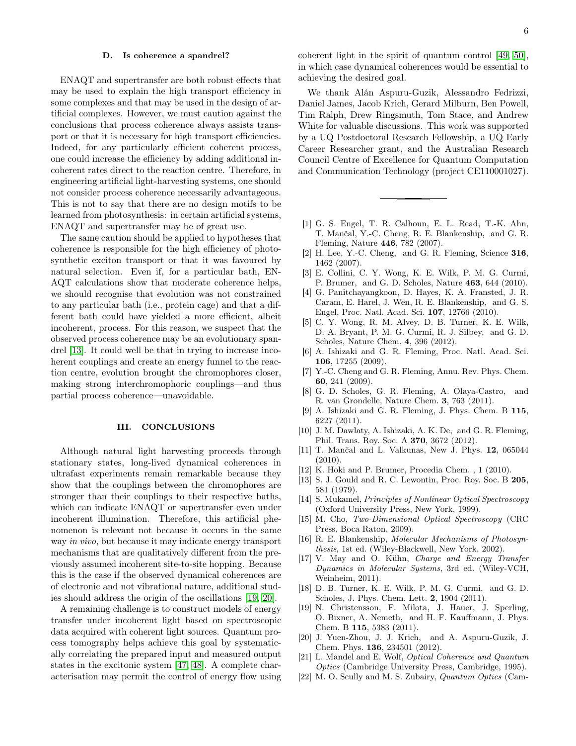### D. Is coherence a spandrel?

ENAQT and supertransfer are both robust effects that may be used to explain the high transport efficiency in some complexes and that may be used in the design of artificial complexes. However, we must caution against the conclusions that process coherence always assists transport or that it is necessary for high transport efficiencies. Indeed, for any particularly efficient coherent process, one could increase the efficiency by adding additional incoherent rates direct to the reaction centre. Therefore, in engineering artificial light-harvesting systems, one should not consider process coherence necessarily advantageous. This is not to say that there are no design motifs to be learned from photosynthesis: in certain artificial systems, ENAQT and supertransfer may be of great use.

The same caution should be applied to hypotheses that coherence is responsible for the high efficiency of photosynthetic exciton transport or that it was favoured by natural selection. Even if, for a particular bath, ENAQT calculations show that moderate coherence helps, we should recognise that evolution was not constrained to any particular bath (i.e., protein cage) and that a different bath could have yielded a more efficient, albeit incoherent, process. For this reason, we suspect that the observed process coherence may be an evolutionary spandrel [13]. It could well be that in trying to increase incoherent couplings and create an energy funnel to the reaction centre, evolution brought the chromophores closer, making strong interchromophoric couplings—and thus partial process coherence—unavoidable.

## III. CONCLUSIONS

Although natural light harvesting proceeds through stationary states, long-lived dynamical coherences in ultrafast experiments remain remarkable because they show that the couplings between the chromophores are stronger than their couplings to their respective baths, which can indicate ENAQT or supertransfer even under incoherent illumination. Therefore, this artificial phenomenon is relevant not because it occurs in the same way *in vivo*, but because it may indicate energy transport mechanisms that are qualitatively different from the previously assumed incoherent site-to-site hopping. Because this is the case if the observed dynamical coherences are of electronic and not vibrational nature, additional studies should address the origin of the oscillations [19, 20].

A remaining challenge is to construct models of energy transfer under incoherent light based on spectroscopic data acquired with coherent light sources. Quantum process tomography helps achieve this goal by systematically correlating the prepared input and measured output states in the excitonic system [47, 48]. A complete characterisation may permit the control of energy flow using coherent light in the spirit of quantum control [49, 50], in which case dynamical coherences would be essential to achieving the desired goal.

We thank Alán Aspuru-Guzik, Alessandro Fedrizzi, Daniel James, Jacob Krich, Gerard Milburn, Ben Powell, Tim Ralph, Drew Ringsmuth, Tom Stace, and Andrew White for valuable discussions. This work was supported by a UQ Postdoctoral Research Fellowship, a UQ Early Career Researcher grant, and the Australian Research Council Centre of Excellence for Quantum Computation and Communication Technology (project CE110001027).

---

[1] G. S. Engel, T. R. Calhoun, E. L. Read, T.-K. Ahn, T. Mančal, Y.-C. Cheng, R. E. Blankenship, and G. R. Fleming, Nature **446**, 782 (2007).

[2] H. Lee, Y.-C. Cheng, and G. R. Fleming, Science **316**, 1462 (2007).

[3] E. Collini, C. Y. Wong, K. E. Wilk, P. M. G. Curmi, P. Brumer, and G. D. Scholes, Nature **463**, 644 (2010).

[4] G. Panitchayangkoon, D. Hayes, K. A. Fransted, J. R. Caram, E. Harel, J. Wen, R. E. Blankenship, and G. S. Engel, Proc. Natl. Acad. Sci. **107**, 12766 (2010).

[5] C. Y. Wong, R. M. Alvey, D. B. Turner, K. E. Wilk, D. A. Bryant, P. M. G. Curmi, R. J. Silbey, and G. D. Scholes, Nature Chem. **4**, 396 (2012).

[6] A. Ishizaki and G. R. Fleming, Proc. Natl. Acad. Sci. **106**, 17255 (2009).

[7] Y.-C. Cheng and G. R. Fleming, Annu. Rev. Phys. Chem. **60**, 241 (2009).

[8] G. D. Scholes, G. R. Fleming, A. Olaya-Castro, and R. van Grondelle, Nature Chem. **3**, 763 (2011).

[9] A. Ishizaki and G. R. Fleming, J. Phys. Chem. B **115**, 6227 (2011).

[10] J. M. Dawlaty, A. Ishizaki, A. K. De, and G. R. Fleming, Phil. Trans. Roy. Soc. A **370**, 3672 (2012).

[11] T. Mančal and L. Valkunas, New J. Phys. **12**, 065044 (2010).

[12] K. Hoki and P. Brumer, Procedia Chem. , 1 (2010).

[13] S. J. Gould and R. C. Lewontin, Proc. Roy. Soc. B **205**, 581 (1979).

[14] S. Mukamel, *Principles of Nonlinear Optical Spectroscopy* (Oxford University Press, New York, 1999).

[15] M. Cho, *Two-Dimensional Optical Spectroscopy* (CRC Press, Boca Raton, 2009).

[16] R. E. Blankenship, *Molecular Mechanisms of Photosynthesis*, 1st ed. (Wiley-Blackwell, New York, 2002).

[17] V. May and O. Kühn, *Charge and Energy Transfer Dynamics in Molecular Systems*, 3rd ed. (Wiley-VCH, Weinheim, 2011).

[18] D. B. Turner, K. E. Wilk, P. M. G. Curmi, and G. D. Scholes, J. Phys. Chem. Lett. **2**, 1904 (2011).

[19] N. Christensson, F. Milota, J. Hauer, J. Sperling, O. Bixner, A. Nemeth, and H. F. Kauffmann, J. Phys. Chem. B **115**, 5383 (2011).

[20] J. Yuen-Zhou, J. J. Krich, and A. Aspuru-Guzik, J. Chem. Phys. **136**, 234501 (2012).

[21] L. Mandel and E. Wolf, *Optical Coherence and Quantum Optics* (Cambridge University Press, Cambridge, 1995).

[22] M. O. Scully and M. S. Zubairy, *Quantum Optics* (Cam-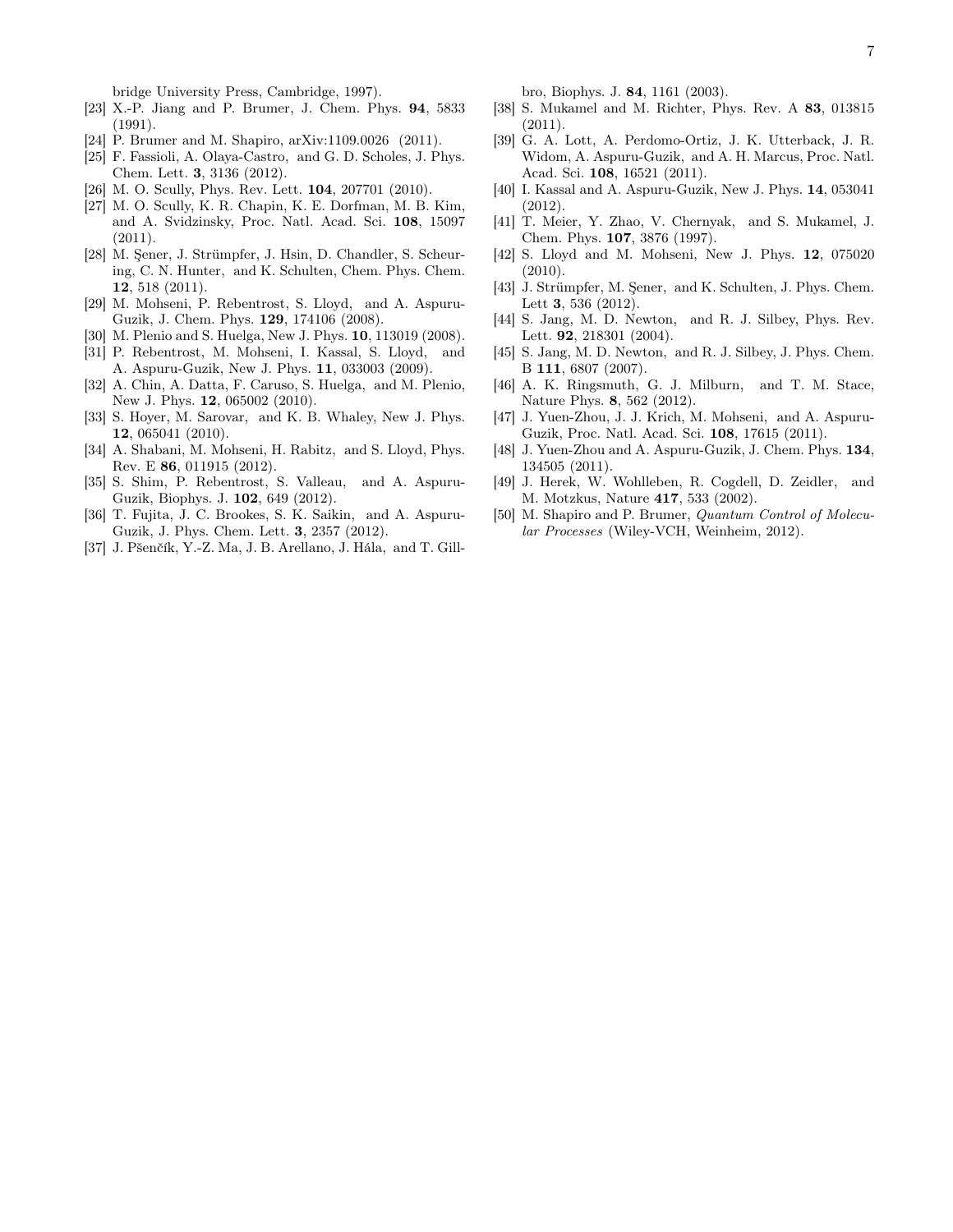bridge University Press, Cambridge, 1997).

[23] X.-P. Jiang and P. Brumer, J. Chem. Phys. **94**, 5833 (1991).

[24] P. Brumer and M. Shapiro, arXiv:1109.0026 (2011).

[25] F. Fassioli, A. Olaya-Castro, and G. D. Scholes, J. Phys. Chem. Lett. **3**, 3136 (2012).

[26] M. O. Scully, Phys. Rev. Lett. **104**, 207701 (2010).

[27] M. O. Scully, K. R. Chapin, K. E. Dorfman, M. B. Kim, and A. Svidzinsky, Proc. Natl. Acad. Sci. **108**, 15097 (2011).

[28] M. Şener, J. Strümpfer, J. Hsin, D. Chandler, S. Scheuring, C. N. Hunter, and K. Schulten, Chem. Phys. Chem. **12**, 518 (2011).

[29] M. Mohseni, P. Rebentrost, S. Lloyd, and A. Aspuru-Guzik, J. Chem. Phys. **129**, 174106 (2008).

[30] M. Plenio and S. Huelga, New J. Phys. **10**, 113019 (2008).

[31] P. Rebentrost, M. Mohseni, I. Kassal, S. Lloyd, and A. Aspuru-Guzik, New J. Phys. **11**, 033003 (2009).

[32] A. Chin, A. Datta, F. Caruso, S. Huelga, and M. Plenio, New J. Phys. **12**, 065002 (2010).

[33] S. Hoyer, M. Sarovar, and K. B. Whaley, New J. Phys. **12**, 065041 (2010).

[34] A. Shabani, M. Mohseni, H. Rabitz, and S. Lloyd, Phys. Rev. E **86**, 011915 (2012).

[35] S. Shim, P. Rebentrost, S. Valleau, and A. Aspuru-Guzik, Biophys. J. **102**, 649 (2012).

[36] T. Fujita, J. C. Brookes, S. K. Saikin, and A. Aspuru-Guzik, J. Phys. Chem. Lett. **3**, 2357 (2012).

[37] J. Pšenčík, Y.-Z. Ma, J. B. Arellano, J. Hála, and T. Gillbro, Biophys. J. **84**, 1161 (2003).

[38] S. Mukamel and M. Richter, Phys. Rev. A **83**, 013815 (2011).

[39] G. A. Lott, A. Perdomo-Ortiz, J. K. Utterback, J. R. Widom, A. Aspuru-Guzik, and A. H. Marcus, Proc. Natl. Acad. Sci. **108**, 16521 (2011).

[40] I. Kassal and A. Aspuru-Guzik, New J. Phys. **14**, 053041 (2012).

[41] T. Meier, Y. Zhao, V. Chernyak, and S. Mukamel, J. Chem. Phys. **107**, 3876 (1997).

[42] S. Lloyd and M. Mohseni, New J. Phys. **12**, 075020 (2010).

[43] J. Strümpfer, M. Şener, and K. Schulten, J. Phys. Chem. Lett **3**, 536 (2012).

[44] S. Jang, M. D. Newton, and R. J. Silbey, Phys. Rev. Lett. **92**, 218301 (2004).

[45] S. Jang, M. D. Newton, and R. J. Silbey, J. Phys. Chem. B **111**, 6807 (2007).

[46] A. K. Ringsmuth, G. J. Milburn, and T. M. Stace, Nature Phys. **8**, 562 (2012).

[47] J. Yuen-Zhou, J. J. Krich, M. Mohseni, and A. Aspuru-Guzik, Proc. Natl. Acad. Sci. **108**, 17615 (2011).

[48] J. Yuen-Zhou and A. Aspuru-Guzik, J. Chem. Phys. **134**, 134505 (2011).

[49] J. Herek, W. Wohlleben, R. Cogdell, D. Zeidler, and M. Motzkus, Nature **417**, 533 (2002).

[50] M. Shapiro and P. Brumer, *Quantum Control of Molecular Processes* (Wiley-VCH, Weinheim, 2012).